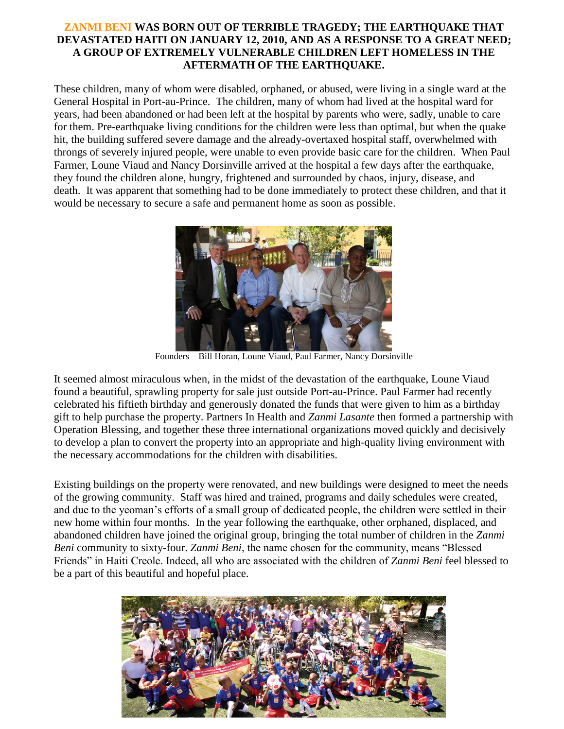**ZANMI BENI WAS BORN OUT OF TERRIBLE TRAGEDY; THE EARTHQUAKE THAT DEVASTATED HAITI ON JANUARY 12, 2010, AND AS A RESPONSE TO A GREAT NEED; A GROUP OF EXTREMELY VULNERABLE CHILDREN LEFT HOMELESS IN THE AFTERMATH OF THE EARTHQUAKE.**

These children, many of whom were disabled, orphaned, or abused, were living in a single ward at the General Hospital in Port-au-Prince. The children, many of whom had lived at the hospital ward for years, had been abandoned or had been left at the hospital by parents who were, sadly, unable to care for them. Pre-earthquake living conditions for the children were less than optimal, but when the quake hit, the building suffered severe damage and the already-overtaxed hospital staff, overwhelmed with throngs of severely injured people, were unable to even provide basic care for the children. When Paul Farmer, Loune Viaud and Nancy Dorsinville arrived at the hospital a few days after the earthquake, they found the children alone, hungry, frightened and surrounded by chaos, injury, disease, and death. It was apparent that something had to be done immediately to protect these children, and that it would be necessary to secure a safe and permanent home as soon as possible.

Founders – Bill Horan, Loune Viaud, Paul Farmer, Nancy Dorsinville

It seemed almost miraculous when, in the midst of the devastation of the earthquake, Loune Viaud found a beautiful, sprawling property for sale just outside Port-au-Prince. Paul Farmer had recently celebrated his fiftieth birthday and generously donated the funds that were given to him as a birthday gift to help purchase the property. Partners In Health and *Zanmi Lasante* then formed a partnership with Operation Blessing, and together these three international organizations moved quickly and decisively to develop a plan to convert the property into an appropriate and high-quality living environment with the necessary accommodations for the children with disabilities.

Existing buildings on the property were renovated, and new buildings were designed to meet the needs of the growing community. Staff was hired and trained, programs and daily schedules were created, and due to the yeoman's efforts of a small group of dedicated people, the children were settled in their new home within four months. In the year following the earthquake, other orphaned, displaced, and abandoned children have joined the original group, bringing the total number of children in the *Zanmi Beni* community to sixty-four. *Zanmi Beni*, the name chosen for the community, means "Blessed Friends" in Haiti Creole. Indeed, all who are associated with the children of *Zanmi Beni* feel blessed to be a part of this beautiful and hopeful place.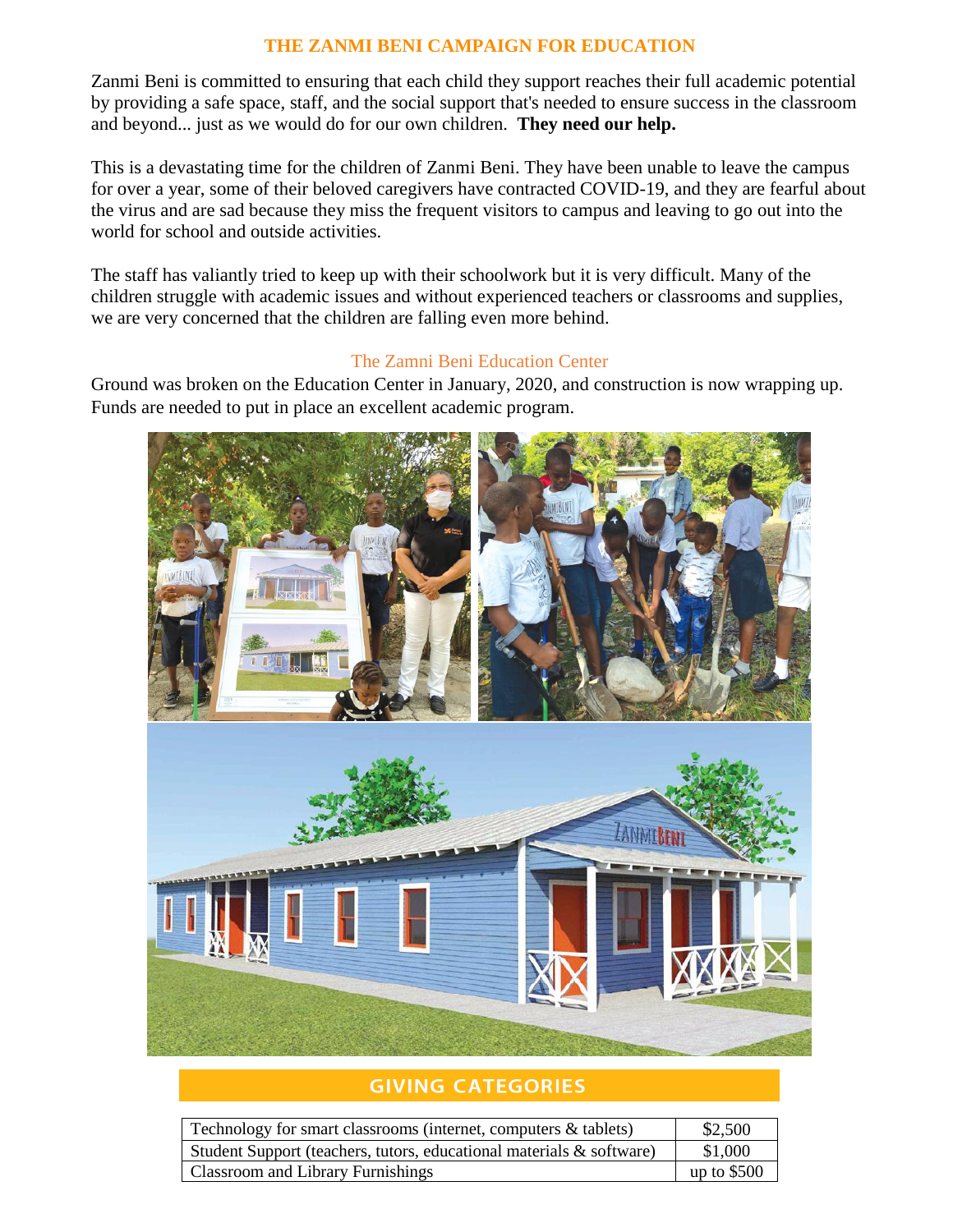# THE ZANMI BENI CAMPAIGN FOR EDUCATION

Zanmi Beni is committed to ensuring that each child they support reaches their full academic potential by providing a safe space, staff, and the social support that's needed to ensure success in the classroom and beyond... just as we would do for our own children. **They need our help.**

This is a devastating time for the children of Zanmi Beni. They have been unable to leave the campus for over a year, some of their beloved caregivers have contracted COVID-19, and they are fearful about the virus and are sad because they miss the frequent visitors to campus and leaving to go out into the world for school and outside activities.

The staff has valiantly tried to keep up with their schoolwork but it is very difficult. Many of the children struggle with academic issues and without experienced teachers or classrooms and supplies, we are very concerned that the children are falling even more behind.

## The Zamni Beni Education Center

Ground was broken on the Education Center in January, 2020, and construction is now wrapping up. Funds are needed to put in place an excellent academic program.

## GIVING CATEGORIES

| | |
|---|---|
| Technology for smart classrooms (internet, computers & tablets) | $2,500 |
| Student Support (teachers, tutors, educational materials & software) | $1,000 |
| Classroom and Library Furnishings | up to $500 |